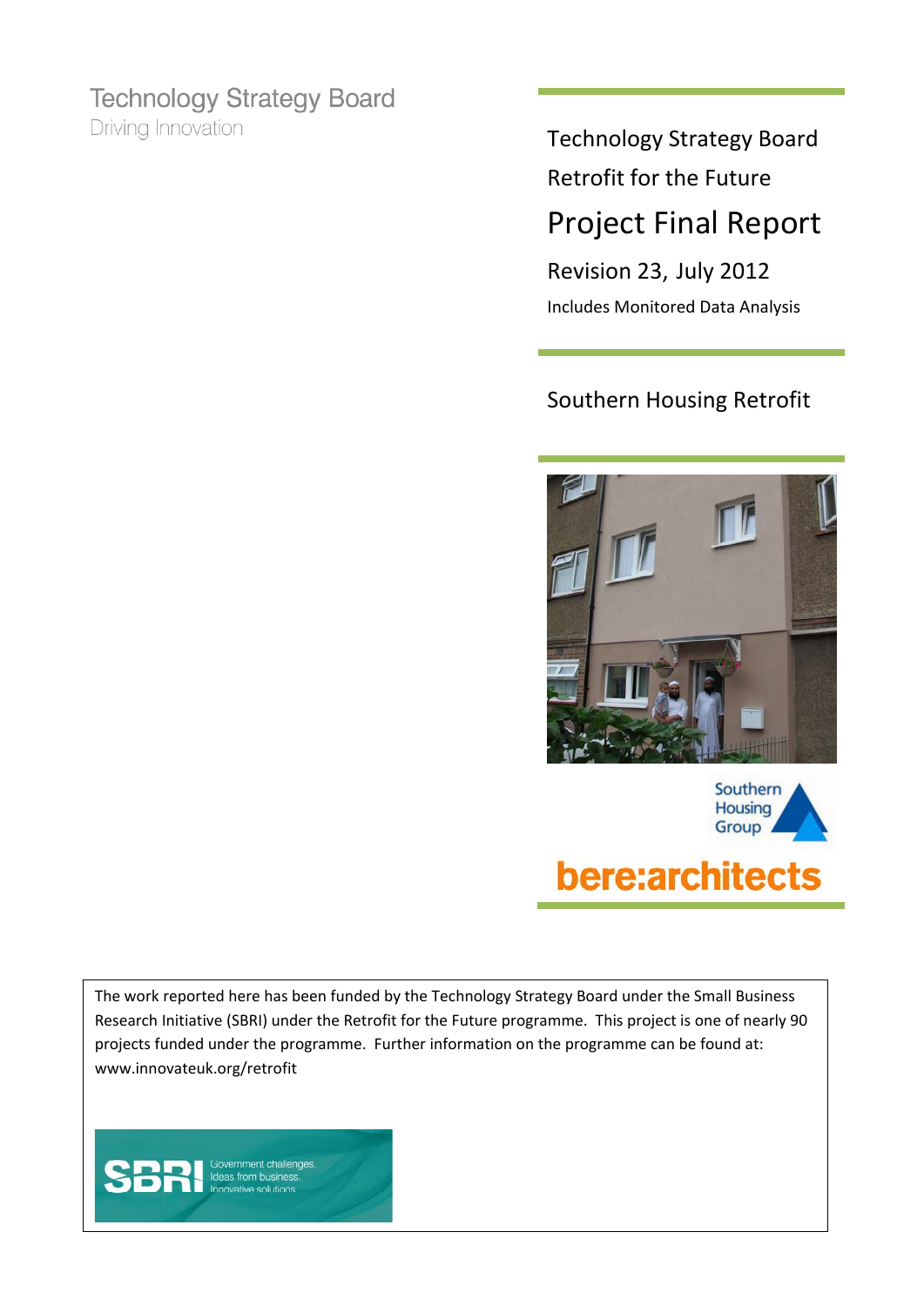Technology Strategy Board

Driving Innovation

Technology Strategy Board

Retrofit for the Future

# Project Final Report

Revision 23, July 2012

Includes Monitored Data Analysis

## Southern Housing Retrofit

Southern Housing Group

bere:architects

The work reported here has been funded by the Technology Strategy Board under the Small Business Research Initiative (SBRI) under the Retrofit for the Future programme. This project is one of nearly 90 projects funded under the programme. Further information on the programme can be found at: www.innovateuk.org/retrofit

SBRI Government challenges. Ideas from business. Innovative solutions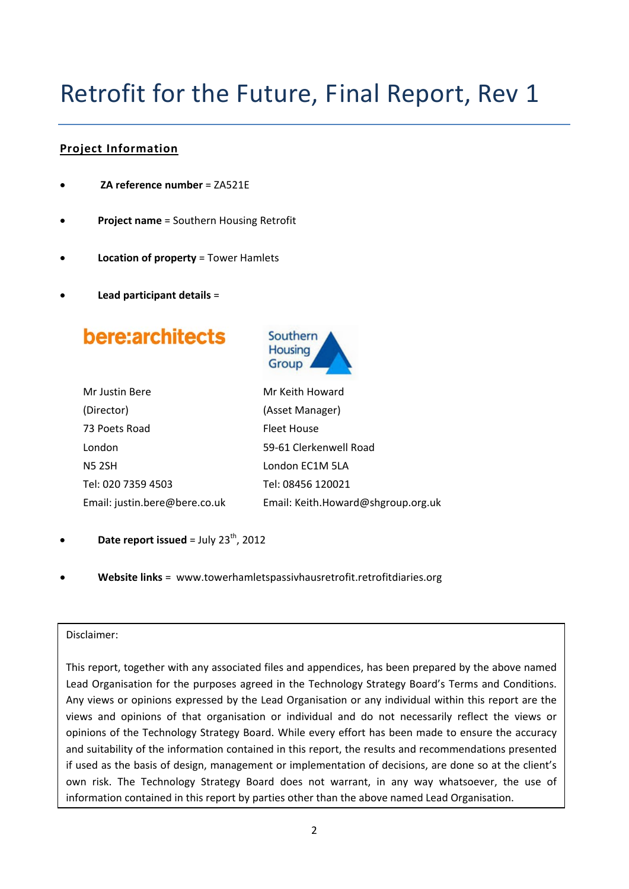# Retrofit for the Future, Final Report, Rev 1

**Project Information**

- **ZA reference number** = ZA521E
- **Project name** = Southern Housing Retrofit
- **Location of property** = Tower Hamlets
- **Lead participant details** =

| bere:architects | Southern Housing Group |
|---|---|
| Mr Justin Bere | Mr Keith Howard |
| (Director) | (Asset Manager) |
| 73 Poets Road | Fleet House |
| London | 59-61 Clerkenwell Road |
| N5 2SH | London EC1M 5LA |
| Tel: 020 7359 4503 | Tel: 08456 120021 |
| Email: justin.bere@bere.co.uk | Email: Keith.Howard@shgroup.org.uk |

- **Date report issued** = July 23rd, 2012
- **Website links** = www.towerhamletspassivhausretrofit.retrofitdiaries.org

Disclaimer:

This report, together with any associated files and appendices, has been prepared by the above named Lead Organisation for the purposes agreed in the Technology Strategy Board's Terms and Conditions. Any views or opinions expressed by the Lead Organisation or any individual within this report are the views and opinions of that organisation or individual and do not necessarily reflect the views or opinions of the Technology Strategy Board. While every effort has been made to ensure the accuracy and suitability of the information contained in this report, the results and recommendations presented if used as the basis of design, management or implementation of decisions, are done so at the client's own risk. The Technology Strategy Board does not warrant, in any way whatsoever, the use of information contained in this report by parties other than the above named Lead Organisation.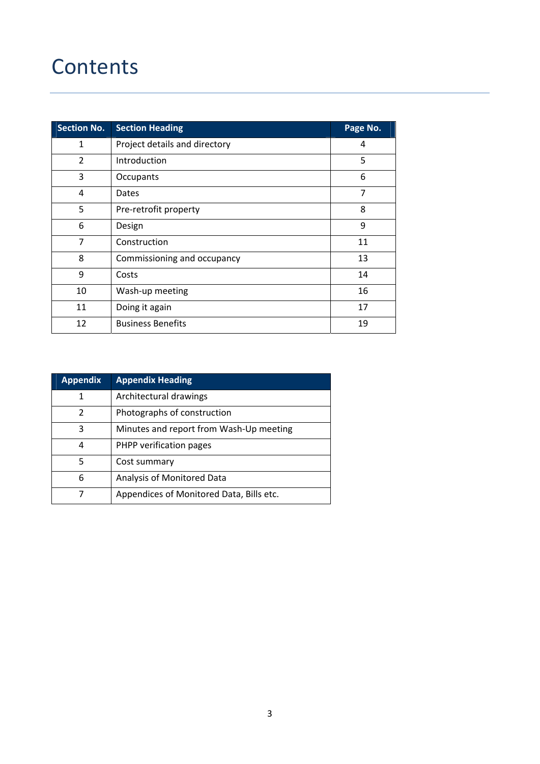# Contents

| Section No. | Section Heading | Page No. |
|---|---|---|
| 1 | Project details and directory | 4 |
| 2 | Introduction | 5 |
| 3 | Occupants | 6 |
| 4 | Dates | 7 |
| 5 | Pre-retrofit property | 8 |
| 6 | Design | 9 |
| 7 | Construction | 11 |
| 8 | Commissioning and occupancy | 13 |
| 9 | Costs | 14 |
| 10 | Wash-up meeting | 16 |
| 11 | Doing it again | 17 |
| 12 | Business Benefits | 19 |

| Appendix | Appendix Heading |
|---|---|
| 1 | Architectural drawings |
| 2 | Photographs of construction |
| 3 | Minutes and report from Wash-Up meeting |
| 4 | PHPP verification pages |
| 5 | Cost summary |
| 6 | Analysis of Monitored Data |
| 7 | Appendices of Monitored Data, Bills etc. |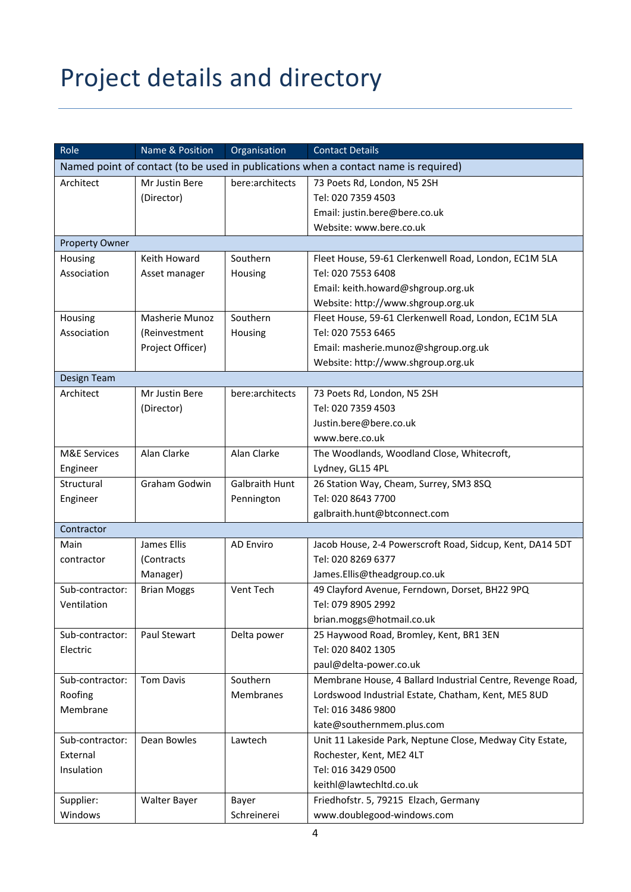# Project details and directory

| Role | Name & Position | Organisation | Contact Details |
|---|---|---|---|
| Named point of contact (to be used in publications when a contact name is required) | | | |
| Architect | Mr Justin Bere (Director) | bere:architects | 73 Poets Rd, London, N5 2SH<br>Tel: 020 7359 4503<br>Email: justin.bere@bere.co.uk<br>Website: www.bere.co.uk |
| Property Owner | | | |
| Housing Association | Keith Howard Asset manager | Southern Housing | Fleet House, 59-61 Clerkenwell Road, London, EC1M 5LA<br>Tel: 020 7553 6408<br>Email: keith.howard@shgroup.org.uk<br>Website: http://www.shgroup.org.uk |
| Housing Association | Masherie Munoz (Reinvestment Project Officer) | Southern Housing | Fleet House, 59-61 Clerkenwell Road, London, EC1M 5LA<br>Tel: 020 7553 6465<br>Email: masherie.munoz@shgroup.org.uk<br>Website: http://www.shgroup.org.uk |
| Design Team | | | |
| Architect | Mr Justin Bere (Director) | bere:architects | 73 Poets Rd, London, N5 2SH<br>Tel: 020 7359 4503<br>Justin.bere@bere.co.uk<br>www.bere.co.uk |
| M&E Services Engineer | Alan Clarke | Alan Clarke | The Woodlands, Woodland Close, Whitecroft, Lydney, GL15 4PL |
| Structural Engineer | Graham Godwin | Galbraith Hunt Pennington | 26 Station Way, Cheam, Surrey, SM3 8SQ<br>Tel: 020 8643 7700<br>galbraith.hunt@btconnect.com |
| Contractor | | | |
| Main contractor | James Ellis (Contracts Manager) | AD Enviro | Jacob House, 2-4 Powerscroft Road, Sidcup, Kent, DA14 5DT<br>Tel: 020 8269 6377<br>James.Ellis@theadgroup.co.uk |
| Sub-contractor: Ventilation | Brian Moggs | Vent Tech | 49 Clayford Avenue, Ferndown, Dorset, BH22 9PQ<br>Tel: 079 8905 2992<br>brian.moggs@hotmail.co.uk |
| Sub-contractor: Electric | Paul Stewart | Delta power | 25 Haywood Road, Bromley, Kent, BR1 3EN<br>Tel: 020 8402 1305<br>paul@delta-power.co.uk |
| Sub-contractor: Roofing Membrane | Tom Davis | Southern Membranes | Membrane House, 4 Ballard Industrial Centre, Revenge Road, Lordswood Industrial Estate, Chatham, Kent, ME5 8UD<br>Tel: 016 3486 9800<br>kate@southernmem.plus.com |
| Sub-contractor: External Insulation | Dean Bowles | Lawtech | Unit 11 Lakeside Park, Neptune Close, Medway City Estate, Rochester, Kent, ME2 4LT<br>Tel: 016 3429 0500<br>keithl@lawtechltd.co.uk |
| Supplier: Windows | Walter Bayer | Bayer Schreinerei | Friedhofstr. 5, 79215 Elzach, Germany<br>www.doublegood-windows.com |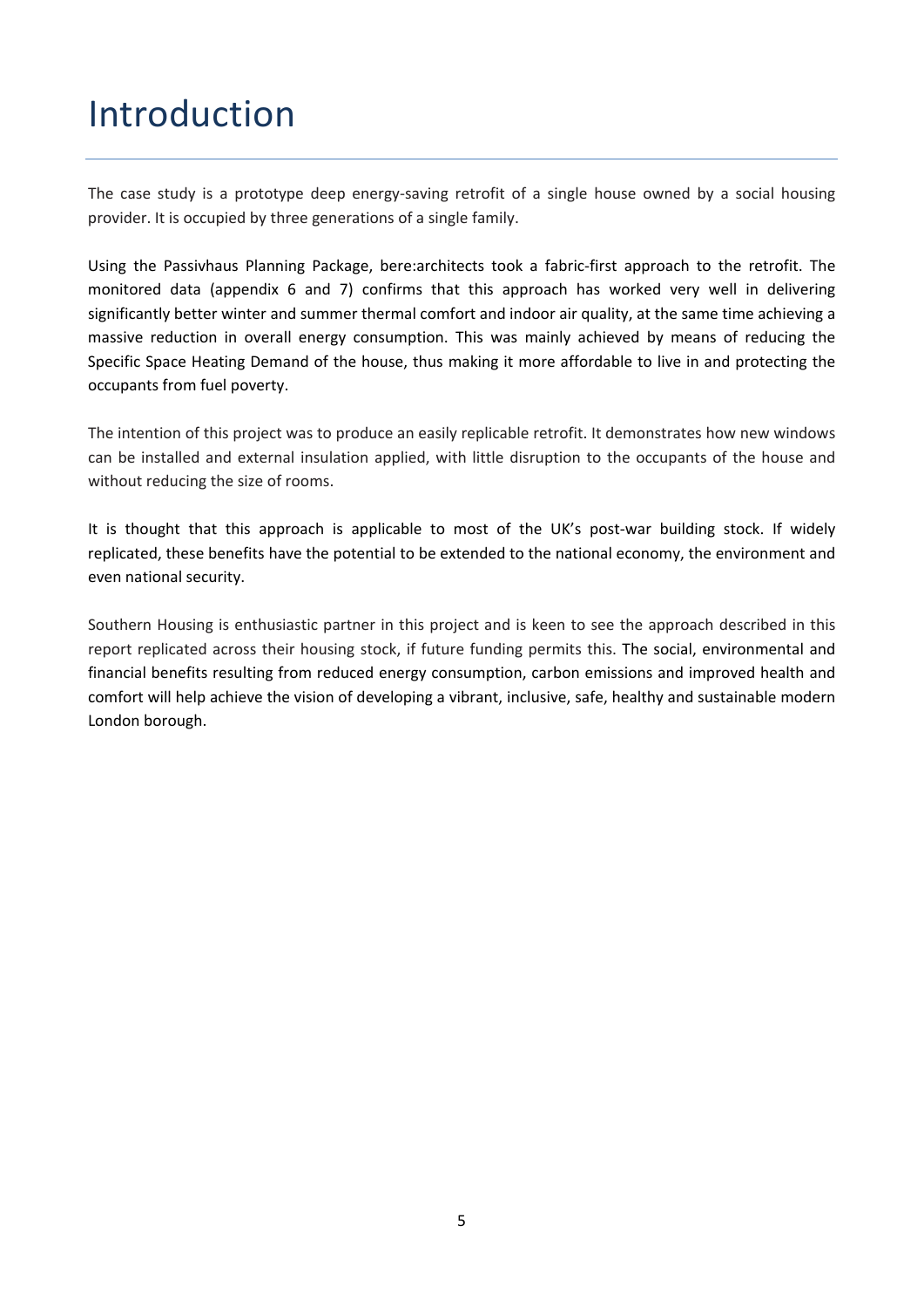# Introduction

The case study is a prototype deep energy-saving retrofit of a single house owned by a social housing provider. It is occupied by three generations of a single family.

Using the Passivhaus Planning Package, bere:architects took a fabric-first approach to the retrofit. The monitored data (appendix 6 and 7) confirms that this approach has worked very well in delivering significantly better winter and summer thermal comfort and indoor air quality, at the same time achieving a massive reduction in overall energy consumption. This was mainly achieved by means of reducing the Specific Space Heating Demand of the house, thus making it more affordable to live in and protecting the occupants from fuel poverty.

The intention of this project was to produce an easily replicable retrofit. It demonstrates how new windows can be installed and external insulation applied, with little disruption to the occupants of the house and without reducing the size of rooms.

It is thought that this approach is applicable to most of the UK's post-war building stock. If widely replicated, these benefits have the potential to be extended to the national economy, the environment and even national security.

Southern Housing is enthusiastic partner in this project and is keen to see the approach described in this report replicated across their housing stock, if future funding permits this. The social, environmental and financial benefits resulting from reduced energy consumption, carbon emissions and improved health and comfort will help achieve the vision of developing a vibrant, inclusive, safe, healthy and sustainable modern London borough.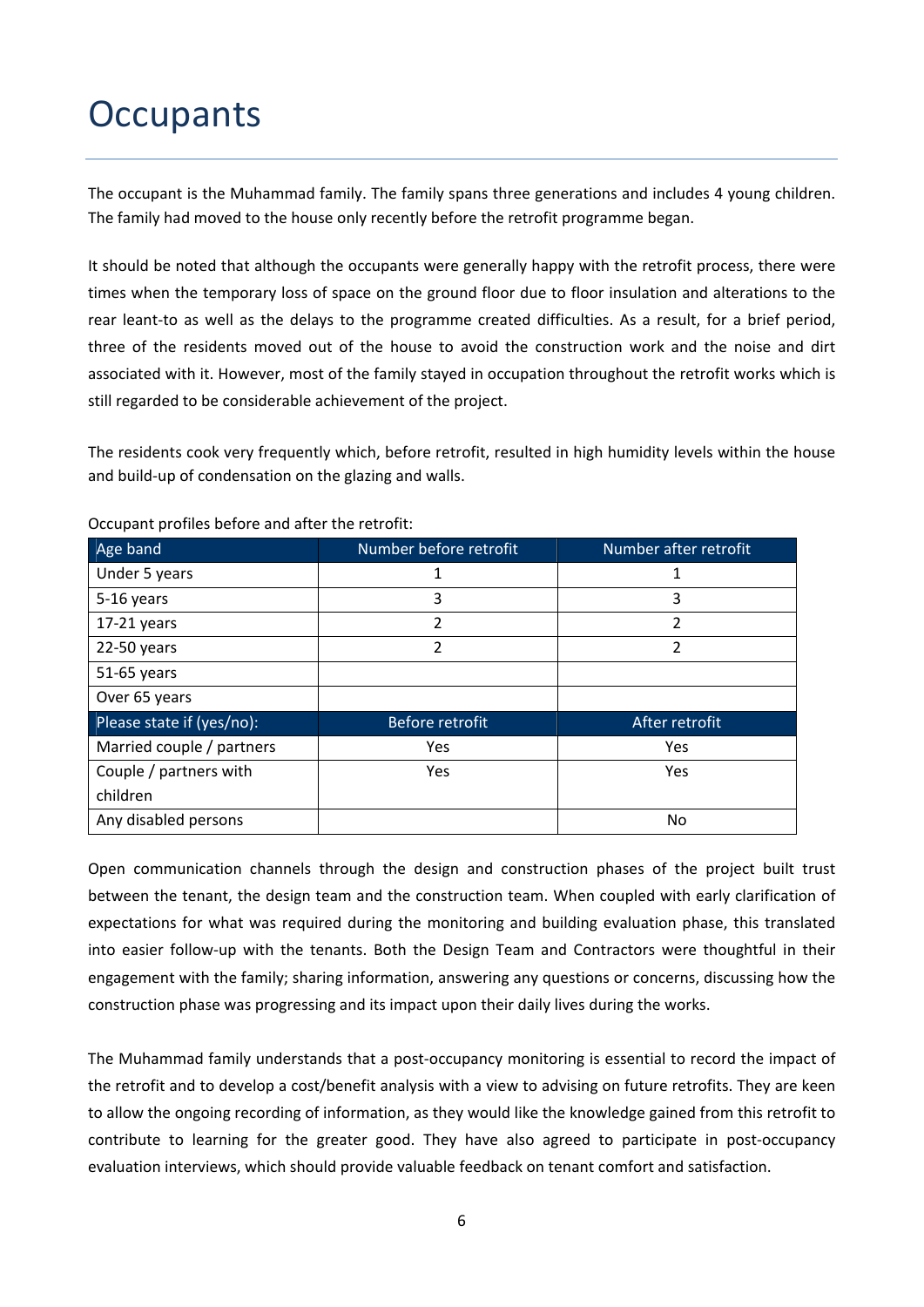# Occupants

The occupant is the Muhammad family. The family spans three generations and includes 4 young children. The family had moved to the house only recently before the retrofit programme began.

It should be noted that although the occupants were generally happy with the retrofit process, there were times when the temporary loss of space on the ground floor due to floor insulation and alterations to the rear leant-to as well as the delays to the programme created difficulties. As a result, for a brief period, three of the residents moved out of the house to avoid the construction work and the noise and dirt associated with it. However, most of the family stayed in occupation throughout the retrofit works which is still regarded to be considerable achievement of the project.

The residents cook very frequently which, before retrofit, resulted in high humidity levels within the house and build-up of condensation on the glazing and walls.

Occupant profiles before and after the retrofit:

| Age band | Number before retrofit | Number after retrofit |
|---|---|---|
| Under 5 years | 1 | 1 |
| 5-16 years | 3 | 3 |
| 17-21 years | 2 | 2 |
| 22-50 years | 2 | 2 |
| 51-65 years | | |
| Over 65 years | | |
| **Please state if (yes/no):** | **Before retrofit** | **After retrofit** |
| Married couple / partners | Yes | Yes |
| Couple / partners with children | Yes | Yes |
| Any disabled persons | | No |

Open communication channels through the design and construction phases of the project built trust between the tenant, the design team and the construction team. When coupled with early clarification of expectations for what was required during the monitoring and building evaluation phase, this translated into easier follow-up with the tenants. Both the Design Team and Contractors were thoughtful in their engagement with the family; sharing information, answering any questions or concerns, discussing how the construction phase was progressing and its impact upon their daily lives during the works.

The Muhammad family understands that a post-occupancy monitoring is essential to record the impact of the retrofit and to develop a cost/benefit analysis with a view to advising on future retrofits. They are keen to allow the ongoing recording of information, as they would like the knowledge gained from this retrofit to contribute to learning for the greater good. They have also agreed to participate in post-occupancy evaluation interviews, which should provide valuable feedback on tenant comfort and satisfaction.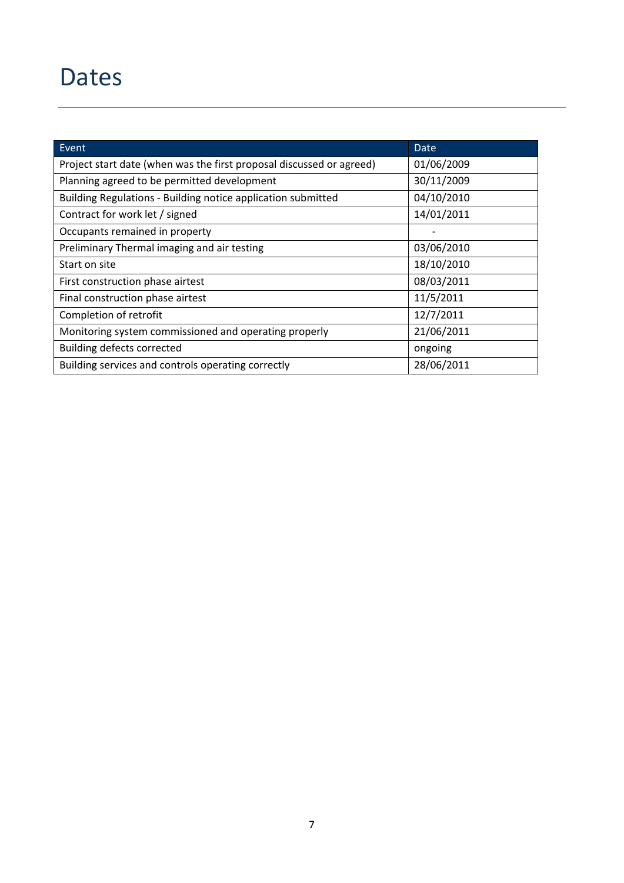# Dates

| Event | Date |
|---|---|
| Project start date (when was the first proposal discussed or agreed) | 01/06/2009 |
| Planning agreed to be permitted development | 30/11/2009 |
| Building Regulations - Building notice application submitted | 04/10/2010 |
| Contract for work let / signed | 14/01/2011 |
| Occupants remained in property | - |
| Preliminary Thermal imaging and air testing | 03/06/2010 |
| Start on site | 18/10/2010 |
| First construction phase airtest | 08/03/2011 |
| Final construction phase airtest | 11/5/2011 |
| Completion of retrofit | 12/7/2011 |
| Monitoring system commissioned and operating properly | 21/06/2011 |
| Building defects corrected | ongoing |
| Building services and controls operating correctly | 28/06/2011 |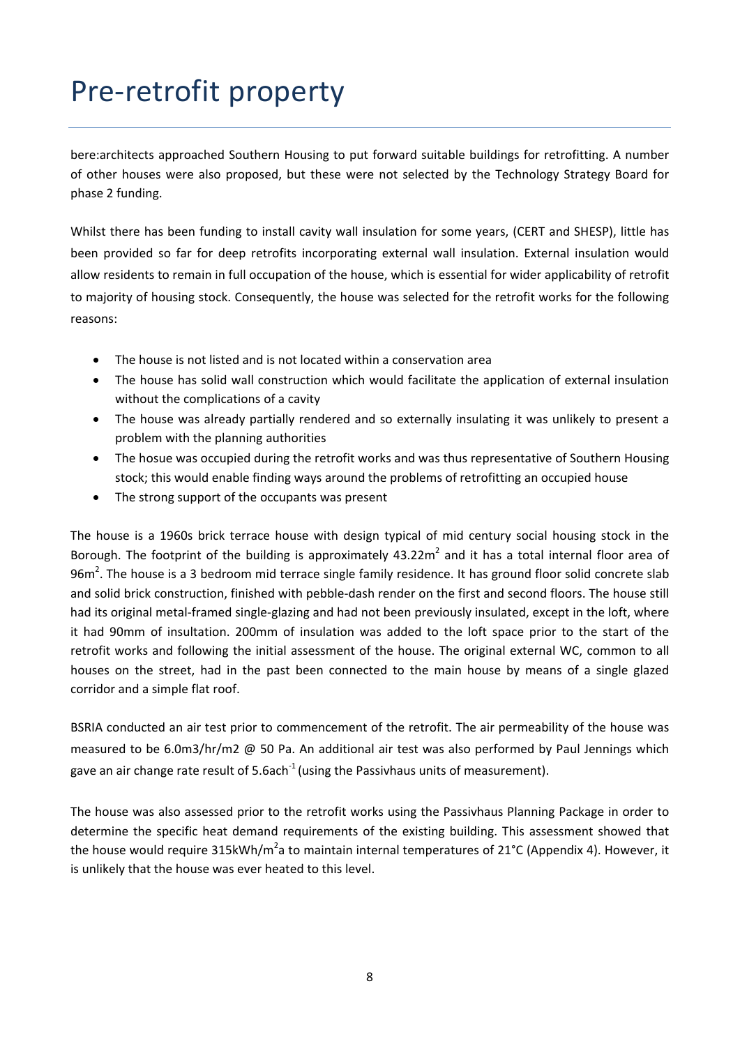# Pre-retrofit property

bere:architects approached Southern Housing to put forward suitable buildings for retrofitting. A number of other houses were also proposed, but these were not selected by the Technology Strategy Board for phase 2 funding.

Whilst there has been funding to install cavity wall insulation for some years, (CERT and SHESP), little has been provided so far for deep retrofits incorporating external wall insulation. External insulation would allow residents to remain in full occupation of the house, which is essential for wider applicability of retrofit to majority of housing stock. Consequently, the house was selected for the retrofit works for the following reasons:

- The house is not listed and is not located within a conservation area
- The house has solid wall construction which would facilitate the application of external insulation without the complications of a cavity
- The house was already partially rendered and so externally insulating it was unlikely to present a problem with the planning authorities
- The hosue was occupied during the retrofit works and was thus representative of Southern Housing stock; this would enable finding ways around the problems of retrofitting an occupied house
- The strong support of the occupants was present

The house is a 1960s brick terrace house with design typical of mid century social housing stock in the Borough. The footprint of the building is approximately 43.22m$^2$ and it has a total internal floor area of 96m$^2$. The house is a 3 bedroom mid terrace single family residence. It has ground floor solid concrete slab and solid brick construction, finished with pebble-dash render on the first and second floors. The house still had its original metal-framed single-glazing and had not been previously insulated, except in the loft, where it had 90mm of insultation. 200mm of insulation was added to the loft space prior to the start of the retrofit works and following the initial assessment of the house. The original external WC, common to all houses on the street, had in the past been connected to the main house by means of a single glazed corridor and a simple flat roof.

BSRIA conducted an air test prior to commencement of the retrofit. The air permeability of the house was measured to be 6.0m3/hr/m2 @ 50 Pa. An additional air test was also performed by Paul Jennings which gave an air change rate result of 5.6ach$^{-1}$ (using the Passivhaus units of measurement).

The house was also assessed prior to the retrofit works using the Passivhaus Planning Package in order to determine the specific heat demand requirements of the existing building. This assessment showed that the house would require 315kWh/m$^2$a to maintain internal temperatures of 21°C (Appendix 4). However, it is unlikely that the house was ever heated to this level.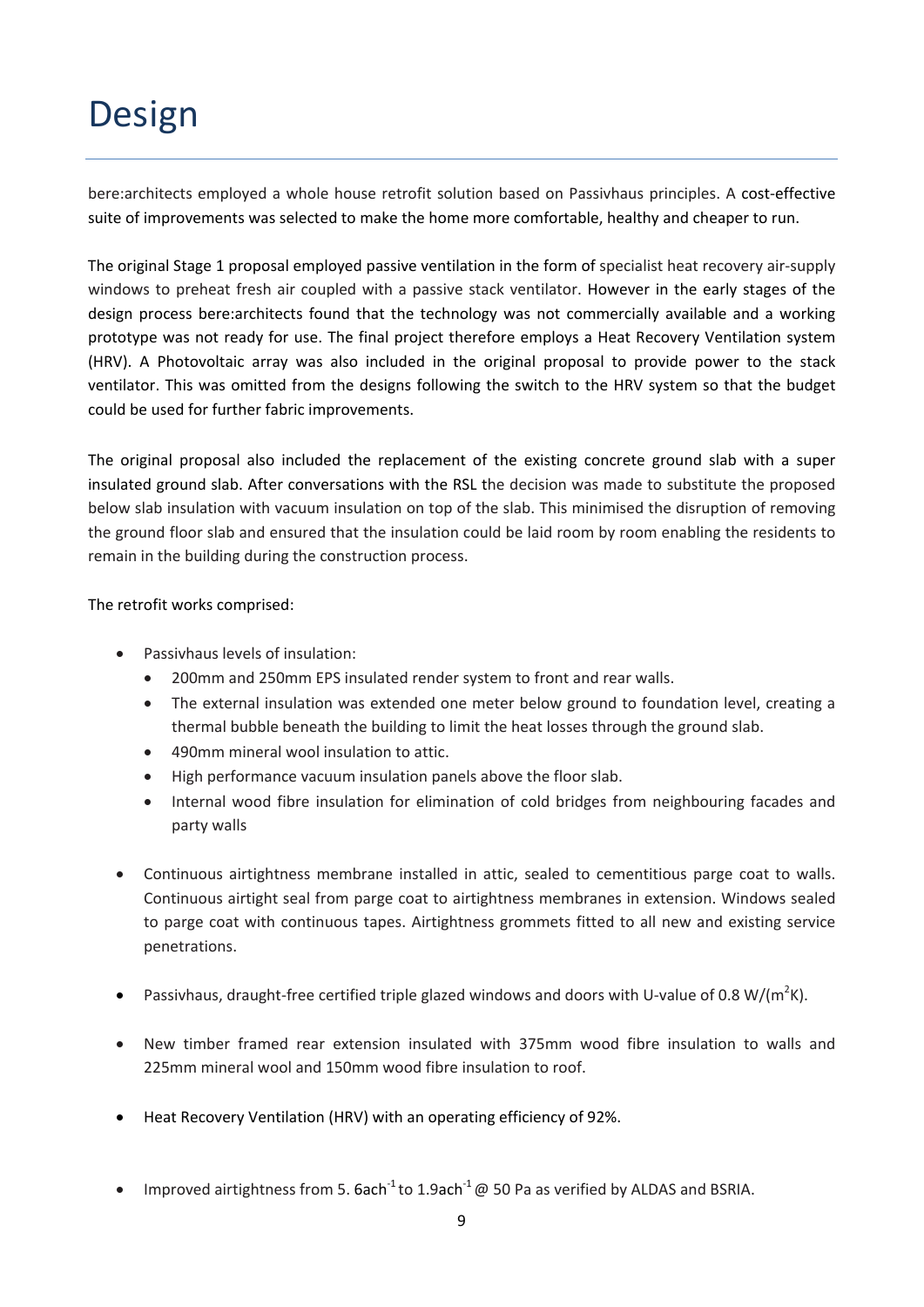# Design

bere:architects employed a whole house retrofit solution based on Passivhaus principles. A cost-effective suite of improvements was selected to make the home more comfortable, healthy and cheaper to run.

The original Stage 1 proposal employed passive ventilation in the form of specialist heat recovery air-supply windows to preheat fresh air coupled with a passive stack ventilator. However in the early stages of the design process bere:architects found that the technology was not commercially available and a working prototype was not ready for use. The final project therefore employs a Heat Recovery Ventilation system (HRV). A Photovoltaic array was also included in the original proposal to provide power to the stack ventilator. This was omitted from the designs following the switch to the HRV system so that the budget could be used for further fabric improvements.

The original proposal also included the replacement of the existing concrete ground slab with a super insulated ground slab. After conversations with the RSL the decision was made to substitute the proposed below slab insulation with vacuum insulation on top of the slab. This minimised the disruption of removing the ground floor slab and ensured that the insulation could be laid room by room enabling the residents to remain in the building during the construction process.

The retrofit works comprised:

- Passivhaus levels of insulation:
  - 200mm and 250mm EPS insulated render system to front and rear walls.
  - The external insulation was extended one meter below ground to foundation level, creating a thermal bubble beneath the building to limit the heat losses through the ground slab.
  - 490mm mineral wool insulation to attic.
  - High performance vacuum insulation panels above the floor slab.
  - Internal wood fibre insulation for elimination of cold bridges from neighbouring facades and party walls

- Continuous airtightness membrane installed in attic, sealed to cementitious parge coat to walls. Continuous airtight seal from parge coat to airtightness membranes in extension. Windows sealed to parge coat with continuous tapes. Airtightness grommets fitted to all new and existing service penetrations.

- Passivhaus, draught-free certified triple glazed windows and doors with U-value of 0.8 $W/(m^2K)$.

- New timber framed rear extension insulated with 375mm wood fibre insulation to walls and 225mm mineral wool and 150mm wood fibre insulation to roof.

- Heat Recovery Ventilation (HRV) with an operating efficiency of 92%.

- Improved airtightness from 5. 6$ach^{-1}$ to 1.9$ach^{-1}$ @ 50 Pa as verified by ALDAS and BSRIA.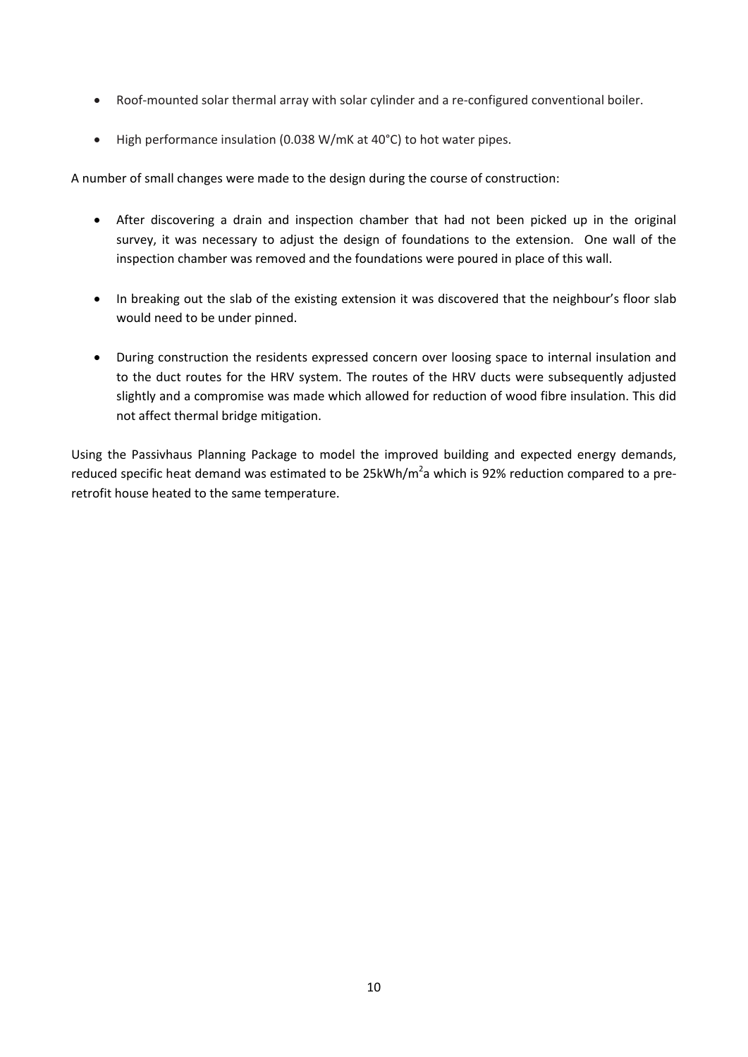- Roof-mounted solar thermal array with solar cylinder and a re-configured conventional boiler.
- High performance insulation (0.038 W/mK at 40°C) to hot water pipes.

A number of small changes were made to the design during the course of construction:

- After discovering a drain and inspection chamber that had not been picked up in the original survey, it was necessary to adjust the design of foundations to the extension. One wall of the inspection chamber was removed and the foundations were poured in place of this wall.
- In breaking out the slab of the existing extension it was discovered that the neighbour's floor slab would need to be under pinned.
- During construction the residents expressed concern over loosing space to internal insulation and to the duct routes for the HRV system. The routes of the HRV ducts were subsequently adjusted slightly and a compromise was made which allowed for reduction of wood fibre insulation. This did not affect thermal bridge mitigation.

Using the Passivhaus Planning Package to model the improved building and expected energy demands, reduced specific heat demand was estimated to be 25kWh/m$^2$a which is 92% reduction compared to a pre-retrofit house heated to the same temperature.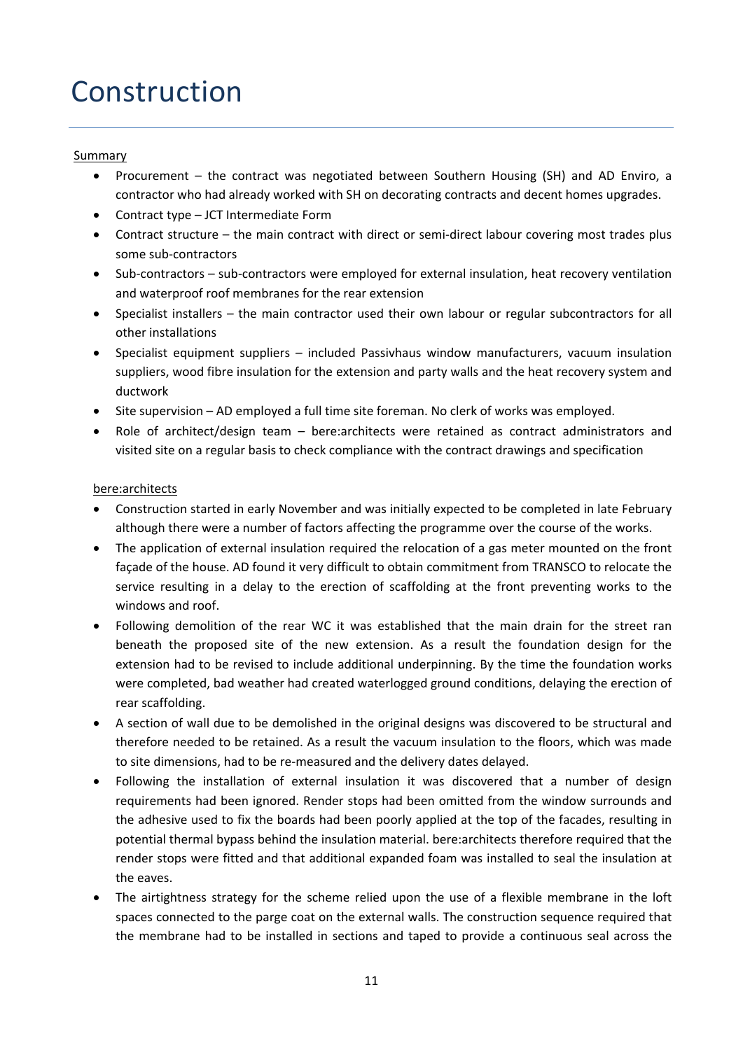# Construction

Summary

- Procurement – the contract was negotiated between Southern Housing (SH) and AD Enviro, a contractor who had already worked with SH on decorating contracts and decent homes upgrades.
- Contract type – JCT Intermediate Form
- Contract structure – the main contract with direct or semi-direct labour covering most trades plus some sub-contractors
- Sub-contractors – sub-contractors were employed for external insulation, heat recovery ventilation and waterproof roof membranes for the rear extension
- Specialist installers – the main contractor used their own labour or regular subcontractors for all other installations
- Specialist equipment suppliers – included Passivhaus window manufacturers, vacuum insulation suppliers, wood fibre insulation for the extension and party walls and the heat recovery system and ductwork
- Site supervision – AD employed a full time site foreman. No clerk of works was employed.
- Role of architect/design team – bere:architects were retained as contract administrators and visited site on a regular basis to check compliance with the contract drawings and specification

bere:architects

- Construction started in early November and was initially expected to be completed in late February although there were a number of factors affecting the programme over the course of the works.
- The application of external insulation required the relocation of a gas meter mounted on the front façade of the house. AD found it very difficult to obtain commitment from TRANSCO to relocate the service resulting in a delay to the erection of scaffolding at the front preventing works to the windows and roof.
- Following demolition of the rear WC it was established that the main drain for the street ran beneath the proposed site of the new extension. As a result the foundation design for the extension had to be revised to include additional underpinning. By the time the foundation works were completed, bad weather had created waterlogged ground conditions, delaying the erection of rear scaffolding.
- A section of wall due to be demolished in the original designs was discovered to be structural and therefore needed to be retained. As a result the vacuum insulation to the floors, which was made to site dimensions, had to be re-measured and the delivery dates delayed.
- Following the installation of external insulation it was discovered that a number of design requirements had been ignored. Render stops had been omitted from the window surrounds and the adhesive used to fix the boards had been poorly applied at the top of the facades, resulting in potential thermal bypass behind the insulation material. bere:architects therefore required that the render stops were fitted and that additional expanded foam was installed to seal the insulation at the eaves.
- The airtightness strategy for the scheme relied upon the use of a flexible membrane in the loft spaces connected to the parge coat on the external walls. The construction sequence required that the membrane had to be installed in sections and taped to provide a continuous seal across the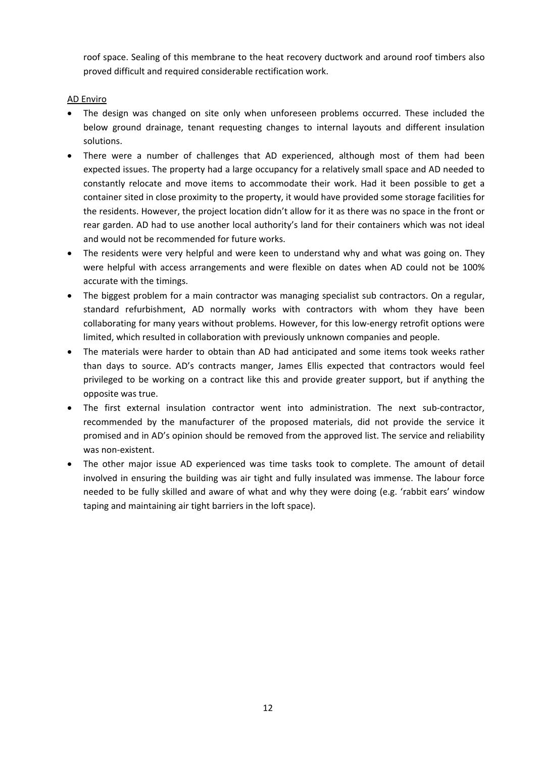roof space. Sealing of this membrane to the heat recovery ductwork and around roof timbers also proved difficult and required considerable rectification work.

AD Enviro

- The design was changed on site only when unforeseen problems occurred. These included the below ground drainage, tenant requesting changes to internal layouts and different insulation solutions.
- There were a number of challenges that AD experienced, although most of them had been expected issues. The property had a large occupancy for a relatively small space and AD needed to constantly relocate and move items to accommodate their work. Had it been possible to get a container sited in close proximity to the property, it would have provided some storage facilities for the residents. However, the project location didn't allow for it as there was no space in the front or rear garden. AD had to use another local authority's land for their containers which was not ideal and would not be recommended for future works.
- The residents were very helpful and were keen to understand why and what was going on. They were helpful with access arrangements and were flexible on dates when AD could not be 100% accurate with the timings.
- The biggest problem for a main contractor was managing specialist sub contractors. On a regular, standard refurbishment, AD normally works with contractors with whom they have been collaborating for many years without problems. However, for this low-energy retrofit options were limited, which resulted in collaboration with previously unknown companies and people.
- The materials were harder to obtain than AD had anticipated and some items took weeks rather than days to source. AD's contracts manger, James Ellis expected that contractors would feel privileged to be working on a contract like this and provide greater support, but if anything the opposite was true.
- The first external insulation contractor went into administration. The next sub-contractor, recommended by the manufacturer of the proposed materials, did not provide the service it promised and in AD's opinion should be removed from the approved list. The service and reliability was non-existent.
- The other major issue AD experienced was time tasks took to complete. The amount of detail involved in ensuring the building was air tight and fully insulated was immense. The labour force needed to be fully skilled and aware of what and why they were doing (e.g. 'rabbit ears' window taping and maintaining air tight barriers in the loft space).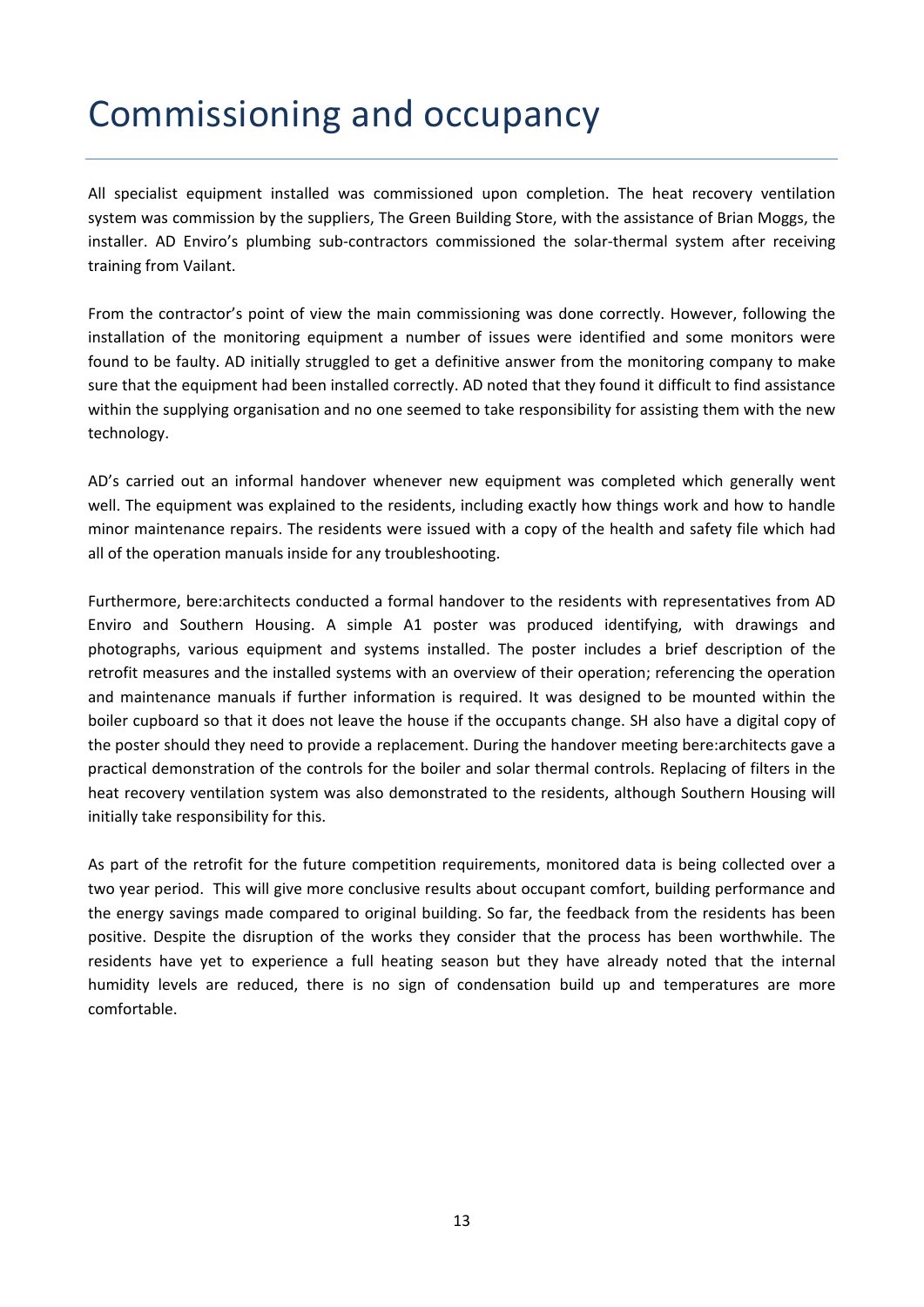# Commissioning and occupancy

All specialist equipment installed was commissioned upon completion. The heat recovery ventilation system was commission by the suppliers, The Green Building Store, with the assistance of Brian Moggs, the installer. AD Enviro's plumbing sub-contractors commissioned the solar-thermal system after receiving training from Vailant.

From the contractor's point of view the main commissioning was done correctly. However, following the installation of the monitoring equipment a number of issues were identified and some monitors were found to be faulty. AD initially struggled to get a definitive answer from the monitoring company to make sure that the equipment had been installed correctly. AD noted that they found it difficult to find assistance within the supplying organisation and no one seemed to take responsibility for assisting them with the new technology.

AD's carried out an informal handover whenever new equipment was completed which generally went well. The equipment was explained to the residents, including exactly how things work and how to handle minor maintenance repairs. The residents were issued with a copy of the health and safety file which had all of the operation manuals inside for any troubleshooting.

Furthermore, bere:architects conducted a formal handover to the residents with representatives from AD Enviro and Southern Housing. A simple A1 poster was produced identifying, with drawings and photographs, various equipment and systems installed. The poster includes a brief description of the retrofit measures and the installed systems with an overview of their operation; referencing the operation and maintenance manuals if further information is required. It was designed to be mounted within the boiler cupboard so that it does not leave the house if the occupants change. SH also have a digital copy of the poster should they need to provide a replacement. During the handover meeting bere:architects gave a practical demonstration of the controls for the boiler and solar thermal controls. Replacing of filters in the heat recovery ventilation system was also demonstrated to the residents, although Southern Housing will initially take responsibility for this.

As part of the retrofit for the future competition requirements, monitored data is being collected over a two year period. This will give more conclusive results about occupant comfort, building performance and the energy savings made compared to original building. So far, the feedback from the residents has been positive. Despite the disruption of the works they consider that the process has been worthwhile. The residents have yet to experience a full heating season but they have already noted that the internal humidity levels are reduced, there is no sign of condensation build up and temperatures are more comfortable.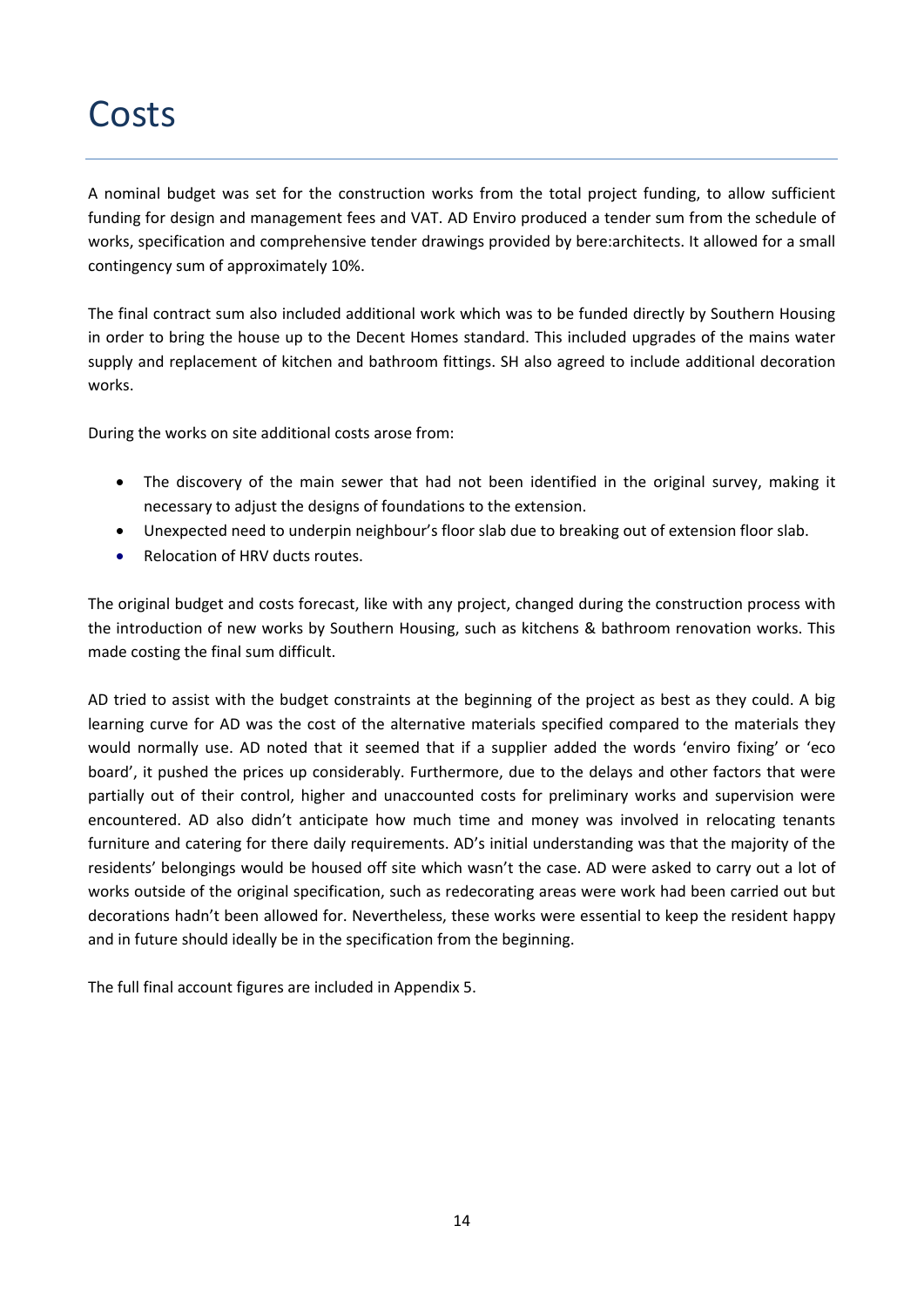# Costs

A nominal budget was set for the construction works from the total project funding, to allow sufficient funding for design and management fees and VAT. AD Enviro produced a tender sum from the schedule of works, specification and comprehensive tender drawings provided by bere:architects. It allowed for a small contingency sum of approximately 10%.

The final contract sum also included additional work which was to be funded directly by Southern Housing in order to bring the house up to the Decent Homes standard. This included upgrades of the mains water supply and replacement of kitchen and bathroom fittings. SH also agreed to include additional decoration works.

During the works on site additional costs arose from:

- The discovery of the main sewer that had not been identified in the original survey, making it necessary to adjust the designs of foundations to the extension.
- Unexpected need to underpin neighbour's floor slab due to breaking out of extension floor slab.
- Relocation of HRV ducts routes.

The original budget and costs forecast, like with any project, changed during the construction process with the introduction of new works by Southern Housing, such as kitchens & bathroom renovation works. This made costing the final sum difficult.

AD tried to assist with the budget constraints at the beginning of the project as best as they could. A big learning curve for AD was the cost of the alternative materials specified compared to the materials they would normally use. AD noted that it seemed that if a supplier added the words 'enviro fixing' or 'eco board', it pushed the prices up considerably. Furthermore, due to the delays and other factors that were partially out of their control, higher and unaccounted costs for preliminary works and supervision were encountered. AD also didn't anticipate how much time and money was involved in relocating tenants furniture and catering for there daily requirements. AD's initial understanding was that the majority of the residents' belongings would be housed off site which wasn't the case. AD were asked to carry out a lot of works outside of the original specification, such as redecorating areas were work had been carried out but decorations hadn't been allowed for. Nevertheless, these works were essential to keep the resident happy and in future should ideally be in the specification from the beginning.

The full final account figures are included in Appendix 5.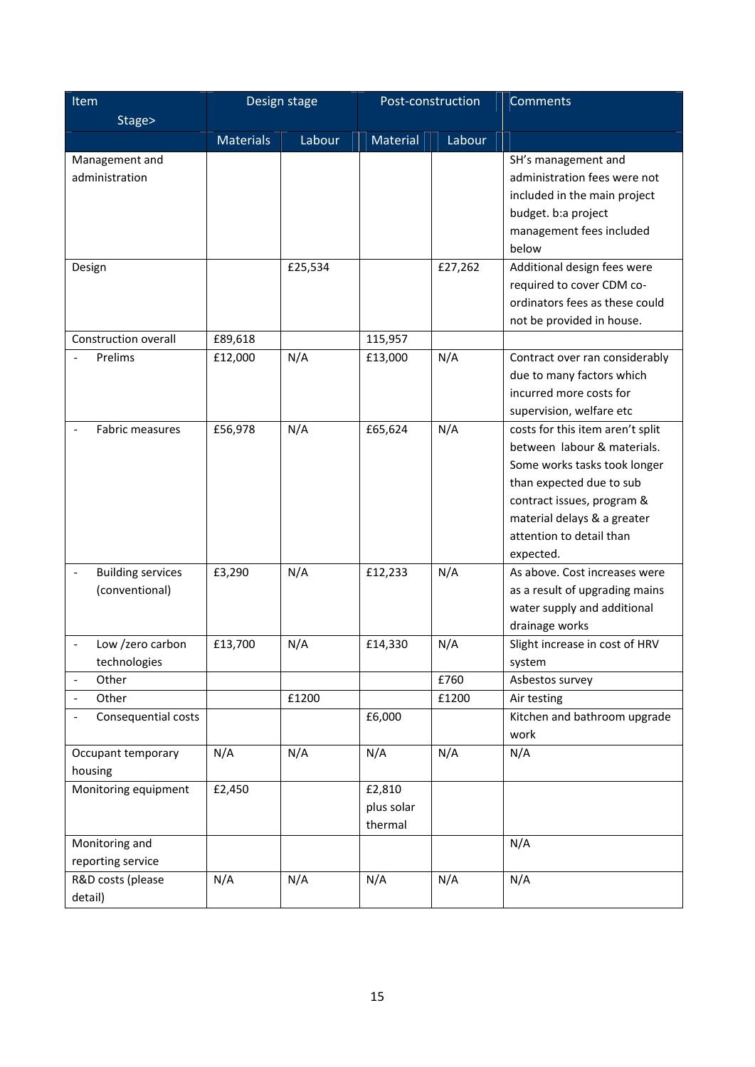| Item Stage> | Design stage | | Post-construction | | Comments |
|---|---|---|---|---|---|
| | Materials | Labour | Material | Labour | |
| Management and administration | | | | | SH's management and administration fees were not included in the main project budget. b:a project management fees included below |
| Design | | £25,534 | | £27,262 | Additional design fees were required to cover CDM co-ordinators fees as these could not be provided in house. |
| Construction overall | £89,618 | | 115,957 | | |
| - Prelims | £12,000 | N/A | £13,000 | N/A | Contract over ran considerably due to many factors which incurred more costs for supervision, welfare etc |
| - Fabric measures | £56,978 | N/A | £65,624 | N/A | costs for this item aren't split between labour & materials. Some works tasks took longer than expected due to sub contract issues, program & material delays & a greater attention to detail than expected. |
| - Building services (conventional) | £3,290 | N/A | £12,233 | N/A | As above. Cost increases were as a result of upgrading mains water supply and additional drainage works |
| - Low /zero carbon technologies | £13,700 | N/A | £14,330 | N/A | Slight increase in cost of HRV system |
| - Other | | | | £760 | Asbestos survey |
| - Other | | £1200 | | £1200 | Air testing |
| - Consequential costs | | | £6,000 | | Kitchen and bathroom upgrade work |
| Occupant temporary housing | N/A | N/A | N/A | N/A | N/A |
| Monitoring equipment | £2,450 | | £2,810 plus solar thermal | | |
| Monitoring and reporting service | | | | | N/A |
| R&D costs (please detail) | N/A | N/A | N/A | N/A | N/A |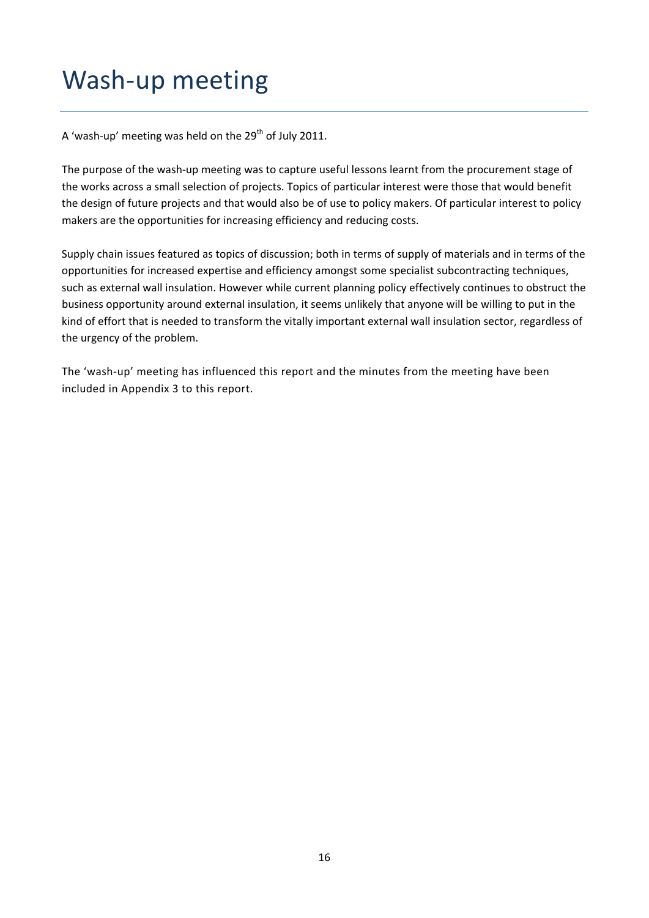# Wash-up meeting

A 'wash-up' meeting was held on the 29th of July 2011.

The purpose of the wash-up meeting was to capture useful lessons learnt from the procurement stage of the works across a small selection of projects. Topics of particular interest were those that would benefit the design of future projects and that would also be of use to policy makers. Of particular interest to policy makers are the opportunities for increasing efficiency and reducing costs.

Supply chain issues featured as topics of discussion; both in terms of supply of materials and in terms of the opportunities for increased expertise and efficiency amongst some specialist subcontracting techniques, such as external wall insulation. However while current planning policy effectively continues to obstruct the business opportunity around external insulation, it seems unlikely that anyone will be willing to put in the kind of effort that is needed to transform the vitally important external wall insulation sector, regardless of the urgency of the problem.

The 'wash-up' meeting has influenced this report and the minutes from the meeting have been included in Appendix 3 to this report.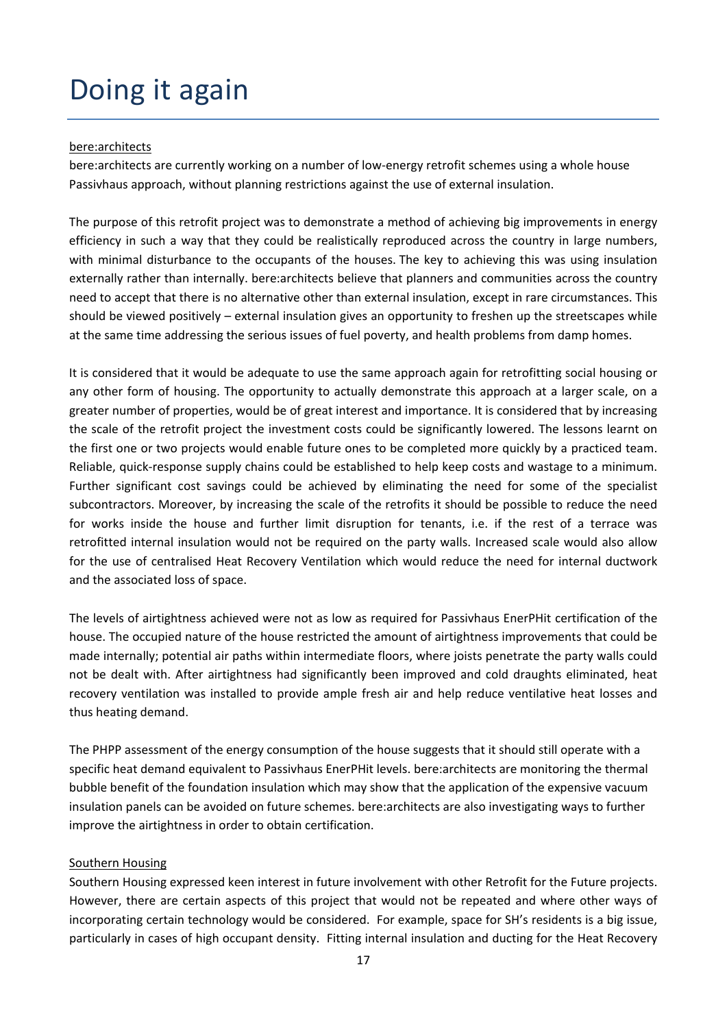# Doing it again

bere:architects

bere:architects are currently working on a number of low-energy retrofit schemes using a whole house Passivhaus approach, without planning restrictions against the use of external insulation.

The purpose of this retrofit project was to demonstrate a method of achieving big improvements in energy efficiency in such a way that they could be realistically reproduced across the country in large numbers, with minimal disturbance to the occupants of the houses. The key to achieving this was using insulation externally rather than internally. bere:architects believe that planners and communities across the country need to accept that there is no alternative other than external insulation, except in rare circumstances. This should be viewed positively – external insulation gives an opportunity to freshen up the streetscapes while at the same time addressing the serious issues of fuel poverty, and health problems from damp homes.

It is considered that it would be adequate to use the same approach again for retrofitting social housing or any other form of housing. The opportunity to actually demonstrate this approach at a larger scale, on a greater number of properties, would be of great interest and importance. It is considered that by increasing the scale of the retrofit project the investment costs could be significantly lowered. The lessons learnt on the first one or two projects would enable future ones to be completed more quickly by a practiced team. Reliable, quick-response supply chains could be established to help keep costs and wastage to a minimum. Further significant cost savings could be achieved by eliminating the need for some of the specialist subcontractors. Moreover, by increasing the scale of the retrofits it should be possible to reduce the need for works inside the house and further limit disruption for tenants, i.e. if the rest of a terrace was retrofitted internal insulation would not be required on the party walls. Increased scale would also allow for the use of centralised Heat Recovery Ventilation which would reduce the need for internal ductwork and the associated loss of space.

The levels of airtightness achieved were not as low as required for Passivhaus EnerPHit certification of the house. The occupied nature of the house restricted the amount of airtightness improvements that could be made internally; potential air paths within intermediate floors, where joists penetrate the party walls could not be dealt with. After airtightness had significantly been improved and cold draughts eliminated, heat recovery ventilation was installed to provide ample fresh air and help reduce ventilative heat losses and thus heating demand.

The PHPP assessment of the energy consumption of the house suggests that it should still operate with a specific heat demand equivalent to Passivhaus EnerPHit levels. bere:architects are monitoring the thermal bubble benefit of the foundation insulation which may show that the application of the expensive vacuum insulation panels can be avoided on future schemes. bere:architects are also investigating ways to further improve the airtightness in order to obtain certification.

Southern Housing

Southern Housing expressed keen interest in future involvement with other Retrofit for the Future projects. However, there are certain aspects of this project that would not be repeated and where other ways of incorporating certain technology would be considered. For example, space for SH's residents is a big issue, particularly in cases of high occupant density. Fitting internal insulation and ducting for the Heat Recovery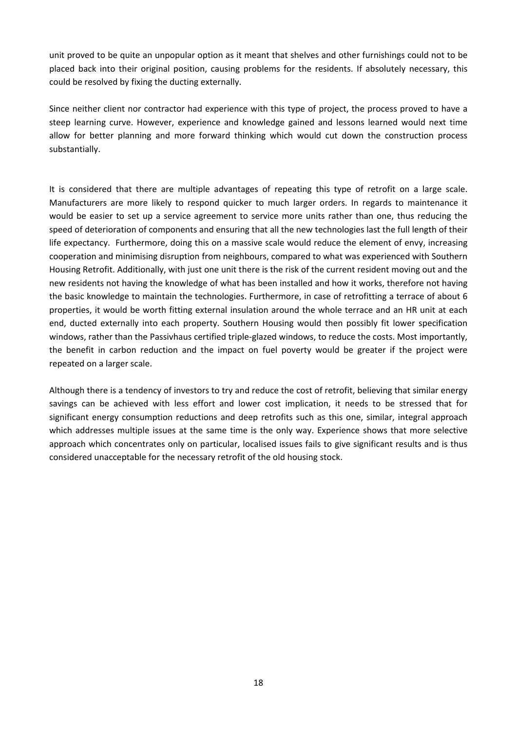unit proved to be quite an unpopular option as it meant that shelves and other furnishings could not to be placed back into their original position, causing problems for the residents. If absolutely necessary, this could be resolved by fixing the ducting externally.

Since neither client nor contractor had experience with this type of project, the process proved to have a steep learning curve. However, experience and knowledge gained and lessons learned would next time allow for better planning and more forward thinking which would cut down the construction process substantially.

It is considered that there are multiple advantages of repeating this type of retrofit on a large scale. Manufacturers are more likely to respond quicker to much larger orders. In regards to maintenance it would be easier to set up a service agreement to service more units rather than one, thus reducing the speed of deterioration of components and ensuring that all the new technologies last the full length of their life expectancy. Furthermore, doing this on a massive scale would reduce the element of envy, increasing cooperation and minimising disruption from neighbours, compared to what was experienced with Southern Housing Retrofit. Additionally, with just one unit there is the risk of the current resident moving out and the new residents not having the knowledge of what has been installed and how it works, therefore not having the basic knowledge to maintain the technologies. Furthermore, in case of retrofitting a terrace of about 6 properties, it would be worth fitting external insulation around the whole terrace and an HR unit at each end, ducted externally into each property. Southern Housing would then possibly fit lower specification windows, rather than the Passivhaus certified triple-glazed windows, to reduce the costs. Most importantly, the benefit in carbon reduction and the impact on fuel poverty would be greater if the project were repeated on a larger scale.

Although there is a tendency of investors to try and reduce the cost of retrofit, believing that similar energy savings can be achieved with less effort and lower cost implication, it needs to be stressed that for significant energy consumption reductions and deep retrofits such as this one, similar, integral approach which addresses multiple issues at the same time is the only way. Experience shows that more selective approach which concentrates only on particular, localised issues fails to give significant results and is thus considered unacceptable for the necessary retrofit of the old housing stock.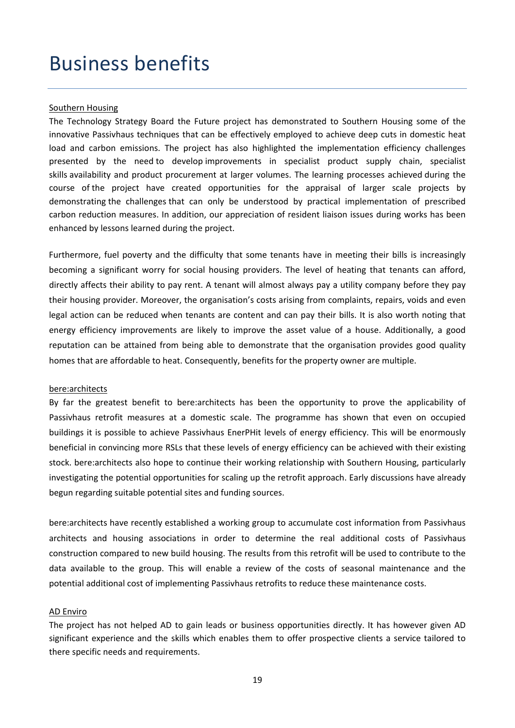# Business benefits

<u>Southern Housing</u>

The Technology Strategy Board the Future project has demonstrated to Southern Housing some of the innovative Passivhaus techniques that can be effectively employed to achieve deep cuts in domestic heat load and carbon emissions. The project has also highlighted the implementation efficiency challenges presented by the need to develop improvements in specialist product supply chain, specialist skills availability and product procurement at larger volumes. The learning processes achieved during the course of the project have created opportunities for the appraisal of larger scale projects by demonstrating the challenges that can only be understood by practical implementation of prescribed carbon reduction measures. In addition, our appreciation of resident liaison issues during works has been enhanced by lessons learned during the project.

Furthermore, fuel poverty and the difficulty that some tenants have in meeting their bills is increasingly becoming a significant worry for social housing providers. The level of heating that tenants can afford, directly affects their ability to pay rent. A tenant will almost always pay a utility company before they pay their housing provider. Moreover, the organisation's costs arising from complaints, repairs, voids and even legal action can be reduced when tenants are content and can pay their bills. It is also worth noting that energy efficiency improvements are likely to improve the asset value of a house. Additionally, a good reputation can be attained from being able to demonstrate that the organisation provides good quality homes that are affordable to heat. Consequently, benefits for the property owner are multiple.

<u>bere:architects</u>

By far the greatest benefit to bere:architects has been the opportunity to prove the applicability of Passivhaus retrofit measures at a domestic scale. The programme has shown that even on occupied buildings it is possible to achieve Passivhaus EnerPHit levels of energy efficiency. This will be enormously beneficial in convincing more RSLs that these levels of energy efficiency can be achieved with their existing stock. bere:architects also hope to continue their working relationship with Southern Housing, particularly investigating the potential opportunities for scaling up the retrofit approach. Early discussions have already begun regarding suitable potential sites and funding sources.

bere:architects have recently established a working group to accumulate cost information from Passivhaus architects and housing associations in order to determine the real additional costs of Passivhaus construction compared to new build housing. The results from this retrofit will be used to contribute to the data available to the group. This will enable a review of the costs of seasonal maintenance and the potential additional cost of implementing Passivhaus retrofits to reduce these maintenance costs.

<u>AD Enviro</u>

The project has not helped AD to gain leads or business opportunities directly. It has however given AD significant experience and the skills which enables them to offer prospective clients a service tailored to there specific needs and requirements.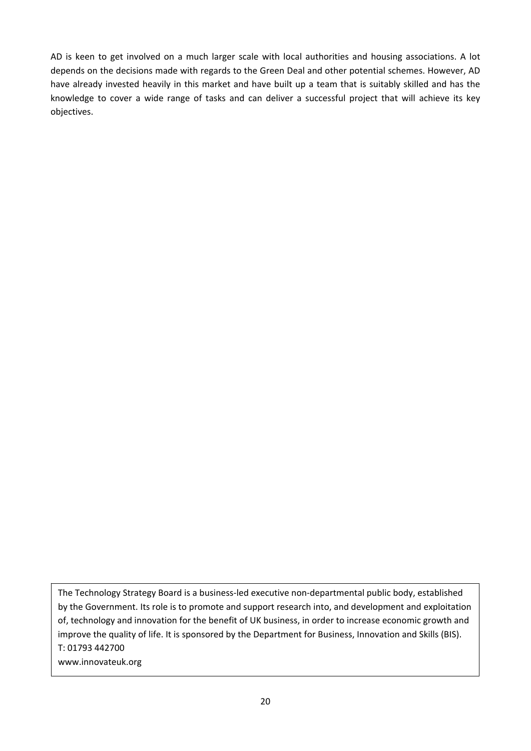AD is keen to get involved on a much larger scale with local authorities and housing associations. A lot depends on the decisions made with regards to the Green Deal and other potential schemes. However, AD have already invested heavily in this market and have built up a team that is suitably skilled and has the knowledge to cover a wide range of tasks and can deliver a successful project that will achieve its key objectives.

The Technology Strategy Board is a business-led executive non-departmental public body, established by the Government. Its role is to promote and support research into, and development and exploitation of, technology and innovation for the benefit of UK business, in order to increase economic growth and improve the quality of life. It is sponsored by the Department for Business, Innovation and Skills (BIS).
T: 01793 442700
www.innovateuk.org